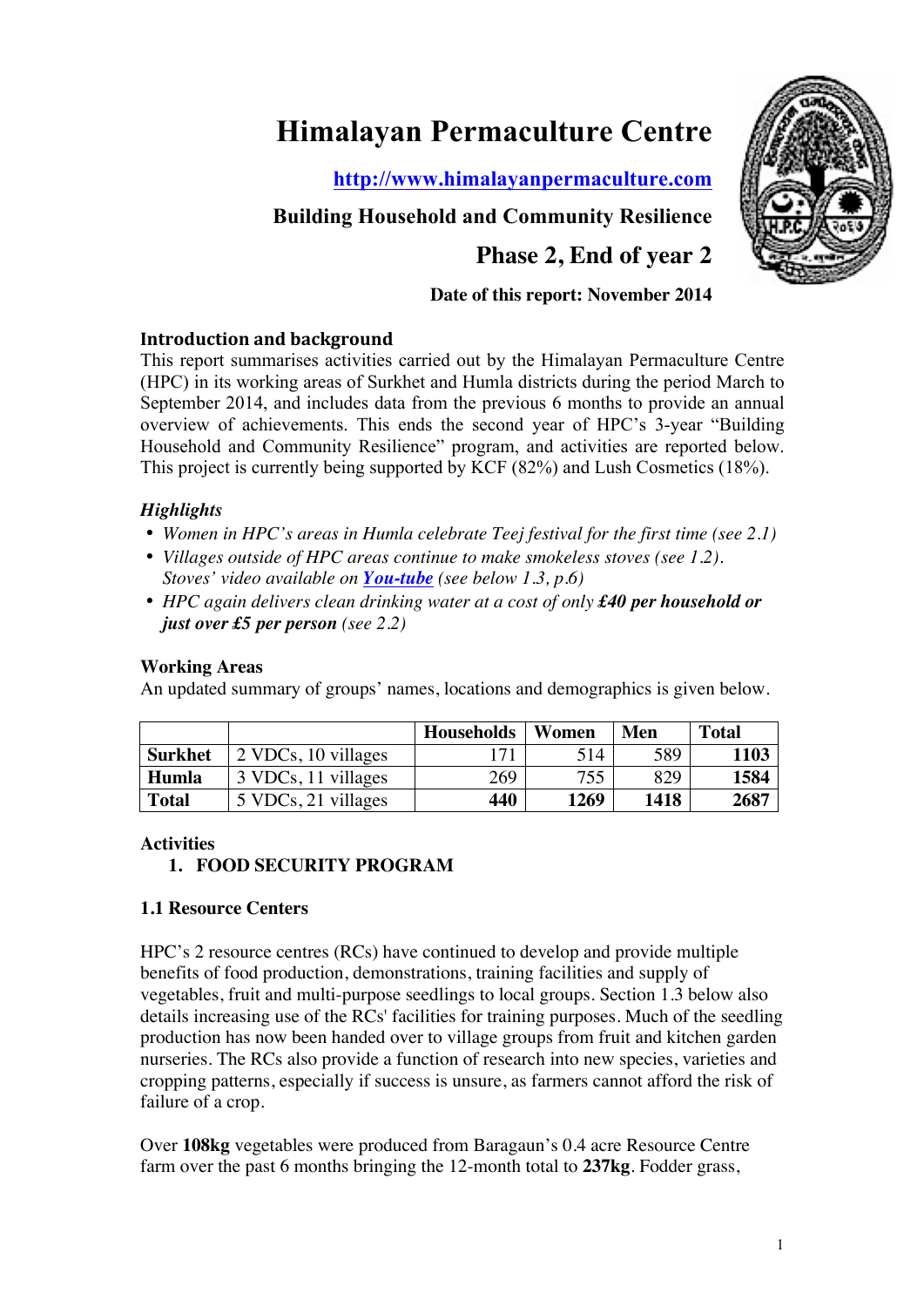# Himalayan Permaculture Centre

**[http://www.himalayanpermaculture.com](http://www.himalayanpermaculture.com)**

**Building Household and Community Resilience**

**Phase 2, End of year 2**

**Date of this report: November 2014**

## Introduction and background

This report summarises activities carried out by the Himalayan Permaculture Centre (HPC) in its working areas of Surkhet and Humla districts during the period March to September 2014, and includes data from the previous 6 months to provide an annual overview of achievements. This ends the second year of HPC's 3-year "Building Household and Community Resilience" program, and activities are reported below. This project is currently being supported by KCF (82%) and Lush Cosmetics (18%).

### *Highlights*

- *Women in HPC's areas in Humla celebrate Teej festival for the first time (see 2.1)*
- *Villages outside of HPC areas continue to make smokeless stoves (see 1.2). Stoves' video available on* ***You-tube*** *(see below 1.3, p.6)*
- *HPC again delivers clean drinking water at a cost of only* ***£40 per household or just over £5 per person*** *(see 2.2)*

### Working Areas

An updated summary of groups' names, locations and demographics is given below.

| | | Households | Women | Men | Total |
|---|---|---|---|---|---|
| **Surkhet** | 2 VDCs, 10 villages | 171 | 514 | 589 | **1103** |
| **Humla** | 3 VDCs, 11 villages | 269 | 755 | 829 | **1584** |
| **Total** | 5 VDCs, 21 villages | **440** | **1269** | **1418** | **2687** |

## Activities

### 1. FOOD SECURITY PROGRAM

### 1.1 Resource Centers

HPC's 2 resource centres (RCs) have continued to develop and provide multiple benefits of food production, demonstrations, training facilities and supply of vegetables, fruit and multi-purpose seedlings to local groups. Section 1.3 below also details increasing use of the RCs' facilities for training purposes. Much of the seedling production has now been handed over to village groups from fruit and kitchen garden nurseries. The RCs also provide a function of research into new species, varieties and cropping patterns, especially if success is unsure, as farmers cannot afford the risk of failure of a crop.

Over **108kg** vegetables were produced from Baragaun's 0.4 acre Resource Centre farm over the past 6 months bringing the 12-month total to **237kg**. Fodder grass,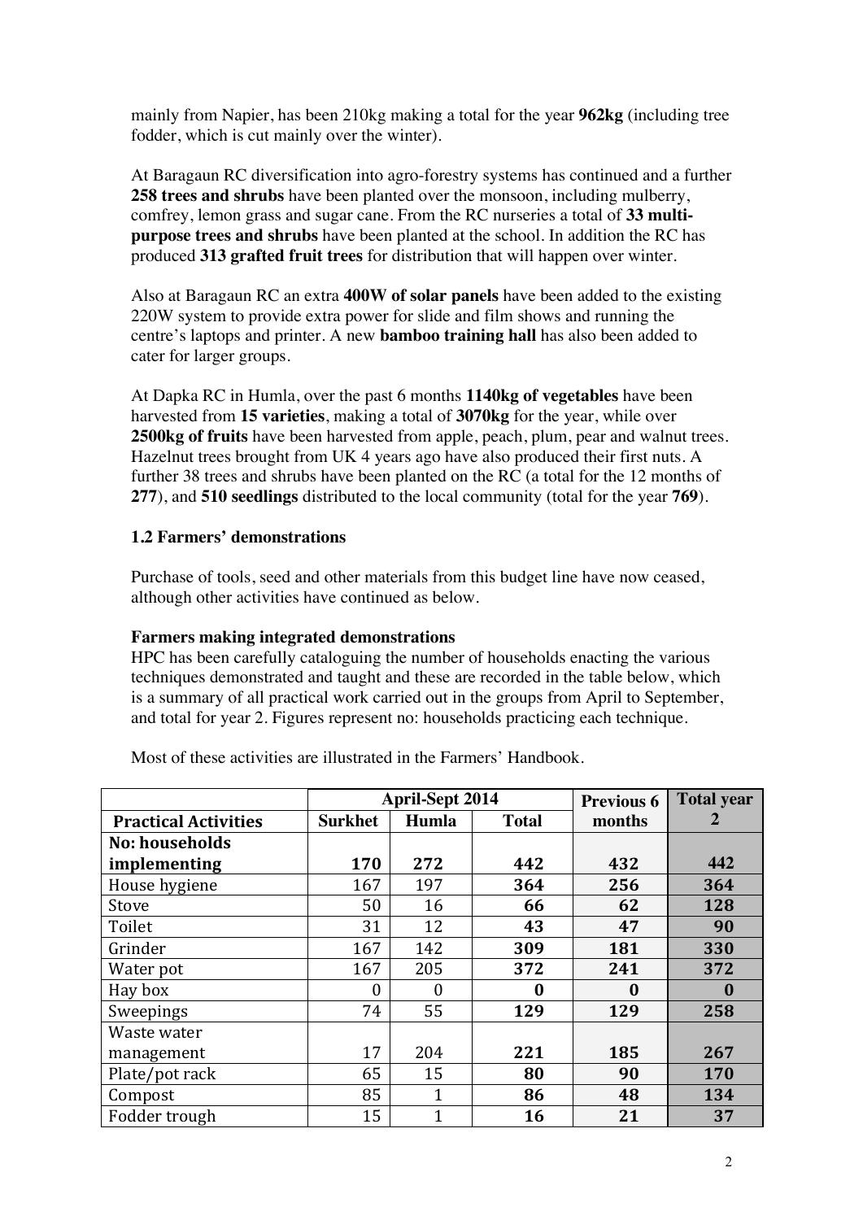mainly from Napier, has been 210kg making a total for the year **962kg** (including tree fodder, which is cut mainly over the winter).

At Baragaun RC diversification into agro-forestry systems has continued and a further **258 trees and shrubs** have been planted over the monsoon, including mulberry, comfrey, lemon grass and sugar cane. From the RC nurseries a total of **33 multi-purpose trees and shrubs** have been planted at the school. In addition the RC has produced **313 grafted fruit trees** for distribution that will happen over winter.

Also at Baragaun RC an extra **400W of solar panels** have been added to the existing 220W system to provide extra power for slide and film shows and running the centre's laptops and printer. A new **bamboo training hall** has also been added to cater for larger groups.

At Dapka RC in Humla, over the past 6 months **1140kg of vegetables** have been harvested from **15 varieties**, making a total of **3070kg** for the year, while over **2500kg of fruits** have been harvested from apple, peach, plum, pear and walnut trees. Hazelnut trees brought from UK 4 years ago have also produced their first nuts. A further 38 trees and shrubs have been planted on the RC (a total for the 12 months of **277**), and **510 seedlings** distributed to the local community (total for the year **769**).

### 1.2 Farmers' demonstrations

Purchase of tools, seed and other materials from this budget line have now ceased, although other activities have continued as below.

**Farmers making integrated demonstrations**

HPC has been carefully cataloguing the number of households enacting the various techniques demonstrated and taught and these are recorded in the table below, which is a summary of all practical work carried out in the groups from April to September, and total for year 2. Figures represent no: households practicing each technique.

Most of these activities are illustrated in the Farmers' Handbook.

| | April-Sept 2014 | | | Previous 6 months | Total year 2 |
|---|---|---|---|---|---|
| **Practical Activities** | **Surkhet** | **Humla** | **Total** | | |
| **No: households implementing** | **170** | **272** | **442** | **432** | **442** |
| House hygiene | 167 | 197 | **364** | **256** | **364** |
| Stove | 50 | 16 | **66** | **62** | **128** |
| Toilet | 31 | 12 | **43** | **47** | **90** |
| Grinder | 167 | 142 | **309** | **181** | **330** |
| Water pot | 167 | 205 | **372** | **241** | **372** |
| Hay box | 0 | 0 | **0** | **0** | **0** |
| Sweepings | 74 | 55 | **129** | **129** | **258** |
| Waste water management | 17 | 204 | **221** | **185** | **267** |
| Plate/pot rack | 65 | 15 | **80** | **90** | **170** |
| Compost | 85 | 1 | **86** | **48** | **134** |
| Fodder trough | 15 | 1 | **16** | **21** | **37** |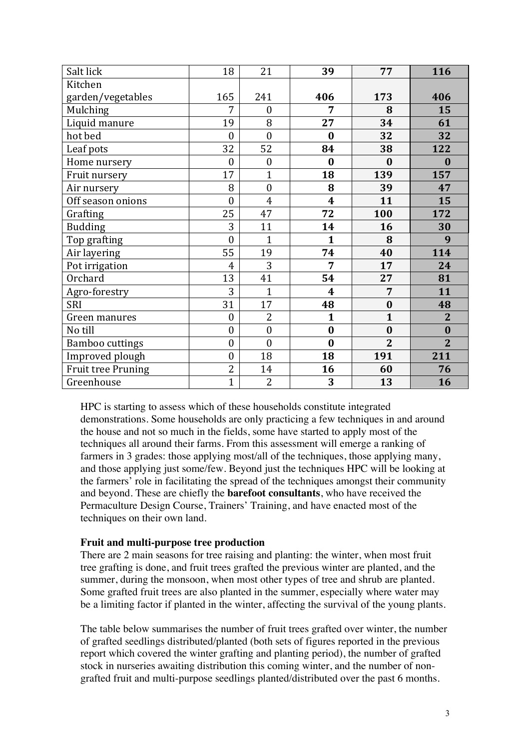| | | | | | |
|---|---|---|---|---|---|
| Salt lick | 18 | 21 | **39** | **77** | **116** |
| Kitchen garden/vegetables | 165 | 241 | **406** | **173** | **406** |
| Mulching | 7 | 0 | **7** | **8** | **15** |
| Liquid manure | 19 | 8 | **27** | **34** | **61** |
| hot bed | 0 | 0 | **0** | **32** | **32** |
| Leaf pots | 32 | 52 | **84** | **38** | **122** |
| Home nursery | 0 | 0 | **0** | **0** | **0** |
| Fruit nursery | 17 | 1 | **18** | **139** | **157** |
| Air nursery | 8 | 0 | **8** | **39** | **47** |
| Off season onions | 0 | 4 | **4** | **11** | **15** |
| Grafting | 25 | 47 | **72** | **100** | **172** |
| Budding | 3 | 11 | **14** | **16** | **30** |
| Top grafting | 0 | 1 | **1** | **8** | **9** |
| Air layering | 55 | 19 | **74** | **40** | **114** |
| Pot irrigation | 4 | 3 | **7** | **17** | **24** |
| Orchard | 13 | 41 | **54** | **27** | **81** |
| Agro-forestry | 3 | 1 | **4** | **7** | **11** |
| SRI | 31 | 17 | **48** | **0** | **48** |
| Green manures | 0 | 2 | **1** | **1** | **2** |
| No till | 0 | 0 | **0** | **0** | **0** |
| Bamboo cuttings | 0 | 0 | **0** | **2** | **2** |
| Improved plough | 0 | 18 | **18** | **191** | **211** |
| Fruit tree Pruning | 2 | 14 | **16** | **60** | **76** |
| Greenhouse | 1 | 2 | **3** | **13** | **16** |

HPC is starting to assess which of these households constitute integrated demonstrations. Some households are only practicing a few techniques in and around the house and not so much in the fields, some have started to apply most of the techniques all around their farms. From this assessment will emerge a ranking of farmers in 3 grades: those applying most/all of the techniques, those applying many, and those applying just some/few. Beyond just the techniques HPC will be looking at the farmers' role in facilitating the spread of the techniques amongst their community and beyond. These are chiefly the **barefoot consultants**, who have received the Permaculture Design Course, Trainers' Training, and have enacted most of the techniques on their own land.

**Fruit and multi-purpose tree production**

There are 2 main seasons for tree raising and planting: the winter, when most fruit tree grafting is done, and fruit trees grafted the previous winter are planted, and the summer, during the monsoon, when most other types of tree and shrub are planted. Some grafted fruit trees are also planted in the summer, especially where water may be a limiting factor if planted in the winter, affecting the survival of the young plants.

The table below summarises the number of fruit trees grafted over winter, the number of grafted seedlings distributed/planted (both sets of figures reported in the previous report which covered the winter grafting and planting period), the number of grafted stock in nurseries awaiting distribution this coming winter, and the number of non-grafted fruit and multi-purpose seedlings planted/distributed over the past 6 months.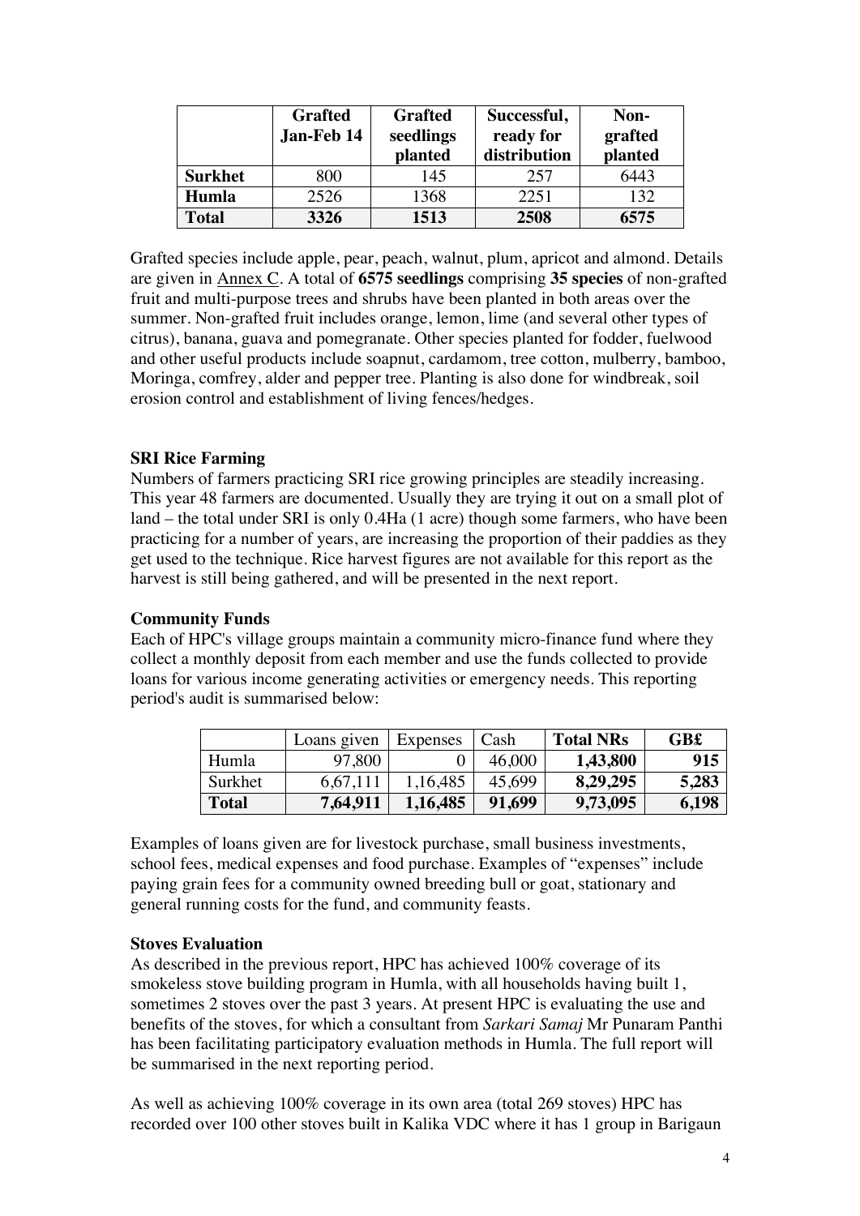| | Grafted Jan-Feb 14 | Grafted seedlings planted | Successful, ready for distribution | Non-grafted planted |
|---|---|---|---|---|
| **Surkhet** | 800 | 145 | 257 | 6443 |
| **Humla** | 2526 | 1368 | 2251 | 132 |
| **Total** | **3326** | **1513** | **2508** | **6575** |

Grafted species include apple, pear, peach, walnut, plum, apricot and almond. Details are given in Annex C. A total of **6575 seedlings** comprising **35 species** of non-grafted fruit and multi-purpose trees and shrubs have been planted in both areas over the summer. Non-grafted fruit includes orange, lemon, lime (and several other types of citrus), banana, guava and pomegranate. Other species planted for fodder, fuelwood and other useful products include soapnut, cardamom, tree cotton, mulberry, bamboo, Moringa, comfrey, alder and pepper tree. Planting is also done for windbreak, soil erosion control and establishment of living fences/hedges.

**SRI Rice Farming**

Numbers of farmers practicing SRI rice growing principles are steadily increasing. This year 48 farmers are documented. Usually they are trying it out on a small plot of land – the total under SRI is only 0.4Ha (1 acre) though some farmers, who have been practicing for a number of years, are increasing the proportion of their paddies as they get used to the technique. Rice harvest figures are not available for this report as the harvest is still being gathered, and will be presented in the next report.

**Community Funds**

Each of HPC's village groups maintain a community micro-finance fund where they collect a monthly deposit from each member and use the funds collected to provide loans for various income generating activities or emergency needs. This reporting period's audit is summarised below:

| | Loans given | Expenses | Cash | **Total NRs** | **GB£** |
|---|---|---|---|---|---|
| Humla | 97,800 | 0 | 46,000 | **1,43,800** | **915** |
| Surkhet | 6,67,111 | 1,16,485 | 45,699 | **8,29,295** | **5,283** |
| **Total** | **7,64,911** | **1,16,485** | **91,699** | **9,73,095** | **6,198** |

Examples of loans given are for livestock purchase, small business investments, school fees, medical expenses and food purchase. Examples of "expenses" include paying grain fees for a community owned breeding bull or goat, stationary and general running costs for the fund, and community feasts.

**Stoves Evaluation**

As described in the previous report, HPC has achieved 100% coverage of its smokeless stove building program in Humla, with all households having built 1, sometimes 2 stoves over the past 3 years. At present HPC is evaluating the use and benefits of the stoves, for which a consultant from *Sarkari Samaj* Mr Punaram Panthi has been facilitating participatory evaluation methods in Humla. The full report will be summarised in the next reporting period.

As well as achieving 100% coverage in its own area (total 269 stoves) HPC has recorded over 100 other stoves built in Kalika VDC where it has 1 group in Barigaun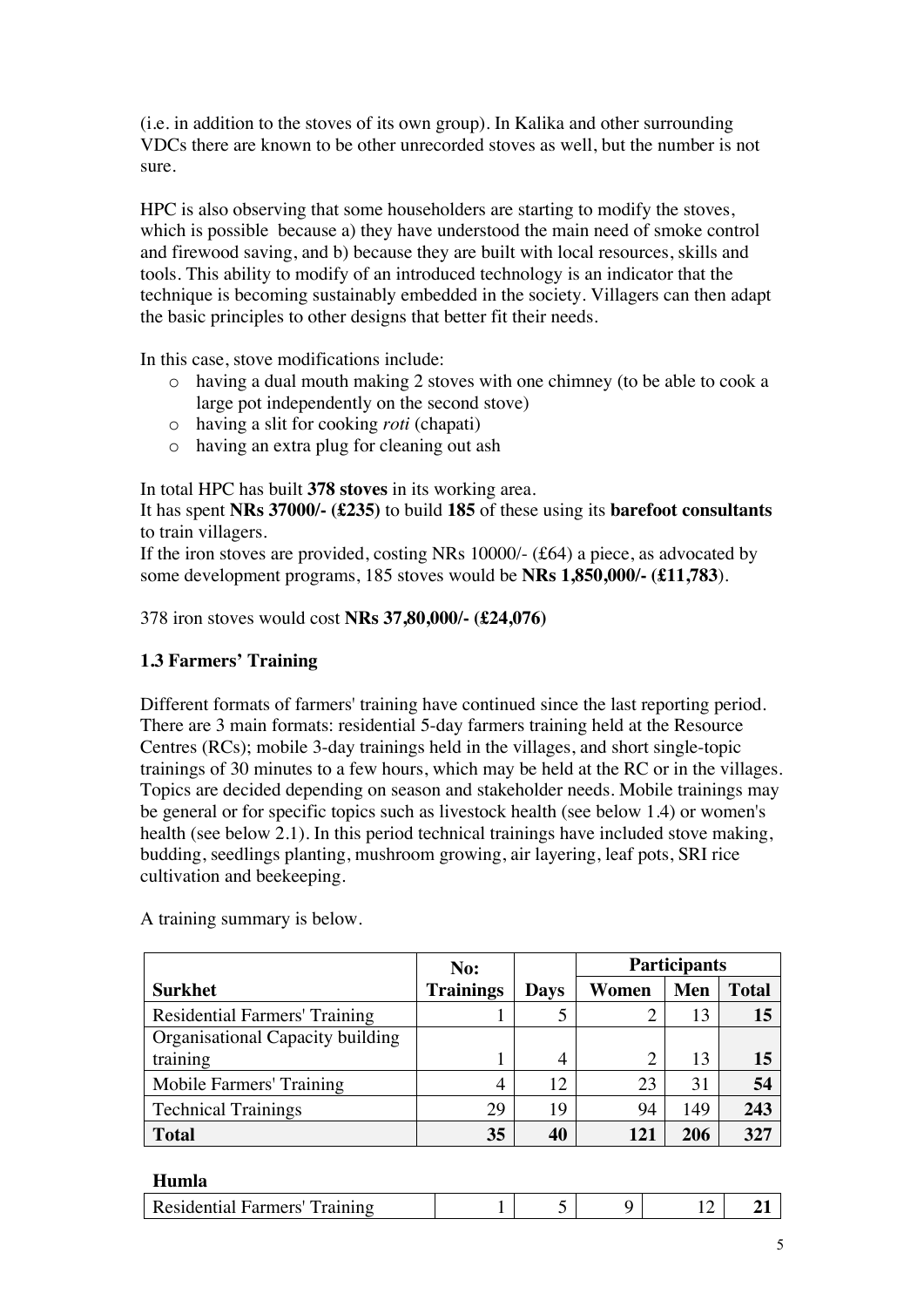(i.e. in addition to the stoves of its own group). In Kalika and other surrounding VDCs there are known to be other unrecorded stoves as well, but the number is not sure.

HPC is also observing that some householders are starting to modify the stoves, which is possible because a) they have understood the main need of smoke control and firewood saving, and b) because they are built with local resources, skills and tools. This ability to modify of an introduced technology is an indicator that the technique is becoming sustainably embedded in the society. Villagers can then adapt the basic principles to other designs that better fit their needs.

In this case, stove modifications include:

- having a dual mouth making 2 stoves with one chimney (to be able to cook a large pot independently on the second stove)
- having a slit for cooking *roti* (chapati)
- having an extra plug for cleaning out ash

In total HPC has built **378 stoves** in its working area.
It has spent **NRs 37000/- (£235)** to build **185** of these using its **barefoot consultants** to train villagers.
If the iron stoves are provided, costing NRs 10000/- (£64) a piece, as advocated by some development programs, 185 stoves would be **NRs 1,850,000/- (£11,783**).

378 iron stoves would cost **NRs 37,80,000/- (£24,076)**

### 1.3 Farmers' Training

Different formats of farmers' training have continued since the last reporting period. There are 3 main formats: residential 5-day farmers training held at the Resource Centres (RCs); mobile 3-day trainings held in the villages, and short single-topic trainings of 30 minutes to a few hours, which may be held at the RC or in the villages. Topics are decided depending on season and stakeholder needs. Mobile trainings may be general or for specific topics such as livestock health (see below 1.4) or women's health (see below 2.1). In this period technical trainings have included stove making, budding, seedlings planting, mushroom growing, air layering, leaf pots, SRI rice cultivation and beekeeping.

A training summary is below.

| | No: | | Participants | | |
|---|---|---|---|---|---|
| **Surkhet** | **Trainings** | **Days** | **Women** | **Men** | **Total** |
| Residential Farmers' Training | 1 | 5 | 2 | 13 | **15** |
| Organisational Capacity building training | 1 | 4 | 2 | 13 | **15** |
| Mobile Farmers' Training | 4 | 12 | 23 | 31 | **54** |
| Technical Trainings | 29 | 19 | 94 | 149 | **243** |
| **Total** | **35** | **40** | **121** | **206** | **327** |

| **Humla** | | | | | |
|---|---|---|---|---|---|
| Residential Farmers' Training | 1 | 5 | 9 | 12 | **21** |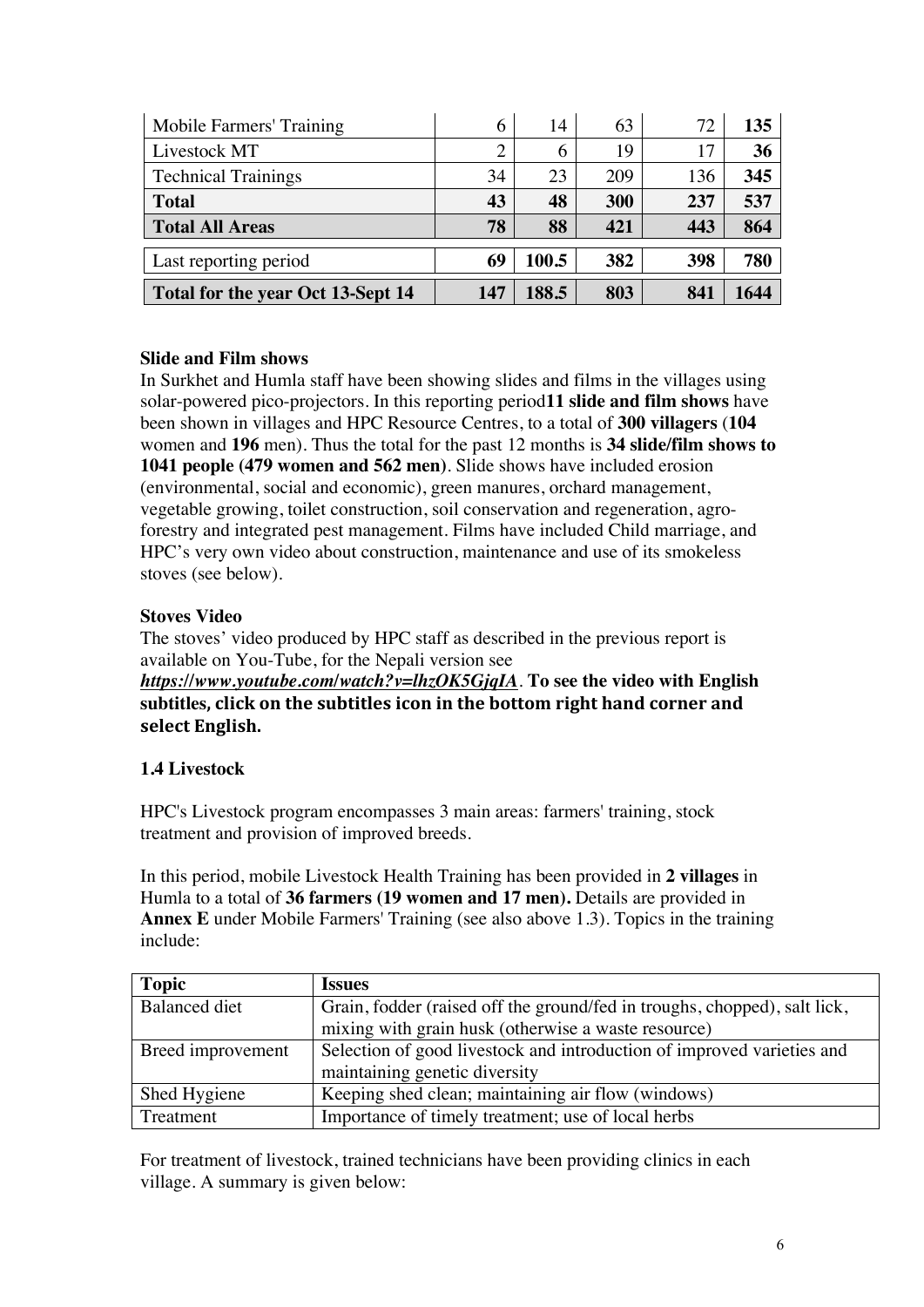| Mobile Farmers' Training | 6 | 14 | 63 | 72 | **135** |
|---|---|---|---|---|---|
| Livestock MT | 2 | 6 | 19 | 17 | **36** |
| Technical Trainings | 34 | 23 | 209 | 136 | **345** |
| **Total** | **43** | **48** | **300** | **237** | **537** |
| **Total All Areas** | **78** | **88** | **421** | **443** | **864** |
| Last reporting period | **69** | **100.5** | **382** | **398** | **780** |
| **Total for the year Oct 13-Sept 14** | **147** | **188.5** | **803** | **841** | **1644** |

**Slide and Film shows**

In Surkhet and Humla staff have been showing slides and films in the villages using solar-powered pico-projectors. In this reporting period**11 slide and film shows** have been shown in villages and HPC Resource Centres, to a total of **300 villagers** (**104** women and **196** men). Thus the total for the past 12 months is **34 slide/film shows to 1041 people (479 women and 562 men)**. Slide shows have included erosion (environmental, social and economic), green manures, orchard management, vegetable growing, toilet construction, soil conservation and regeneration, agro-forestry and integrated pest management. Films have included Child marriage, and HPC's very own video about construction, maintenance and use of its smokeless stoves (see below).

**Stoves Video**

The stoves' video produced by HPC staff as described in the previous report is available on You-Tube, for the Nepali version see ***https://www.youtube.com/watch?v=lhzOK5GjqIA***. **To see the video with English subtitles, click on the subtitles icon in the bottom right hand corner and select English.**

**1.4 Livestock**

HPC's Livestock program encompasses 3 main areas: farmers' training, stock treatment and provision of improved breeds.

In this period, mobile Livestock Health Training has been provided in **2 villages** in Humla to a total of **36 farmers (19 women and 17 men).** Details are provided in **Annex E** under Mobile Farmers' Training (see also above 1.3). Topics in the training include:

| **Topic** | **Issues** |
|---|---|
| Balanced diet | Grain, fodder (raised off the ground/fed in troughs, chopped), salt lick, mixing with grain husk (otherwise a waste resource) |
| Breed improvement | Selection of good livestock and introduction of improved varieties and maintaining genetic diversity |
| Shed Hygiene | Keeping shed clean; maintaining air flow (windows) |
| Treatment | Importance of timely treatment; use of local herbs |

For treatment of livestock, trained technicians have been providing clinics in each village. A summary is given below: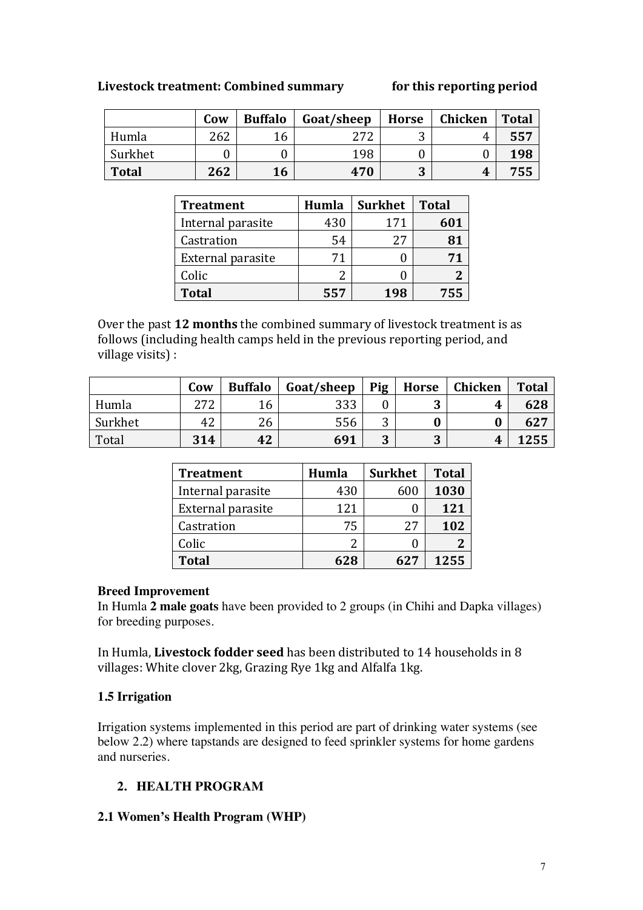**Livestock treatment: Combined summary for this reporting period**

| | Cow | Buffalo | Goat/sheep | Horse | Chicken | Total |
|---|---|---|---|---|---|---|
| Humla | 262 | 16 | 272 | 3 | 4 | **557** |
| Surkhet | 0 | 0 | 198 | 0 | 0 | **198** |
| **Total** | **262** | **16** | **470** | **3** | **4** | **755** |

| Treatment | Humla | Surkhet | Total |
|---|---|---|---|
| Internal parasite | 430 | 171 | **601** |
| Castration | 54 | 27 | **81** |
| External parasite | 71 | 0 | **71** |
| Colic | 2 | 0 | **2** |
| **Total** | **557** | **198** | **755** |

Over the past **12 months** the combined summary of livestock treatment is as follows (including health camps held in the previous reporting period, and village visits) :

| | Cow | Buffalo | Goat/sheep | Pig | Horse | Chicken | Total |
|---|---|---|---|---|---|---|---|
| Humla | 272 | 16 | 333 | 0 | **3** | **4** | **628** |
| Surkhet | 42 | 26 | 556 | 3 | **0** | **0** | **627** |
| Total | **314** | **42** | **691** | **3** | **3** | **4** | **1255** |

| Treatment | Humla | Surkhet | Total |
|---|---|---|---|
| Internal parasite | 430 | 600 | **1030** |
| External parasite | 121 | 0 | **121** |
| Castration | 75 | 27 | **102** |
| Colic | 2 | 0 | **2** |
| **Total** | **628** | **627** | **1255** |

**Breed Improvement**

In Humla **2 male goats** have been provided to 2 groups (in Chihi and Dapka villages) for breeding purposes.

In Humla, **Livestock fodder seed** has been distributed to 14 households in 8 villages: White clover 2kg, Grazing Rye 1kg and Alfalfa 1kg.

### 1.5 Irrigation

Irrigation systems implemented in this period are part of drinking water systems (see below 2.2) where tapstands are designed to feed sprinkler systems for home gardens and nurseries.

## 2. HEALTH PROGRAM

### 2.1 Women's Health Program (WHP)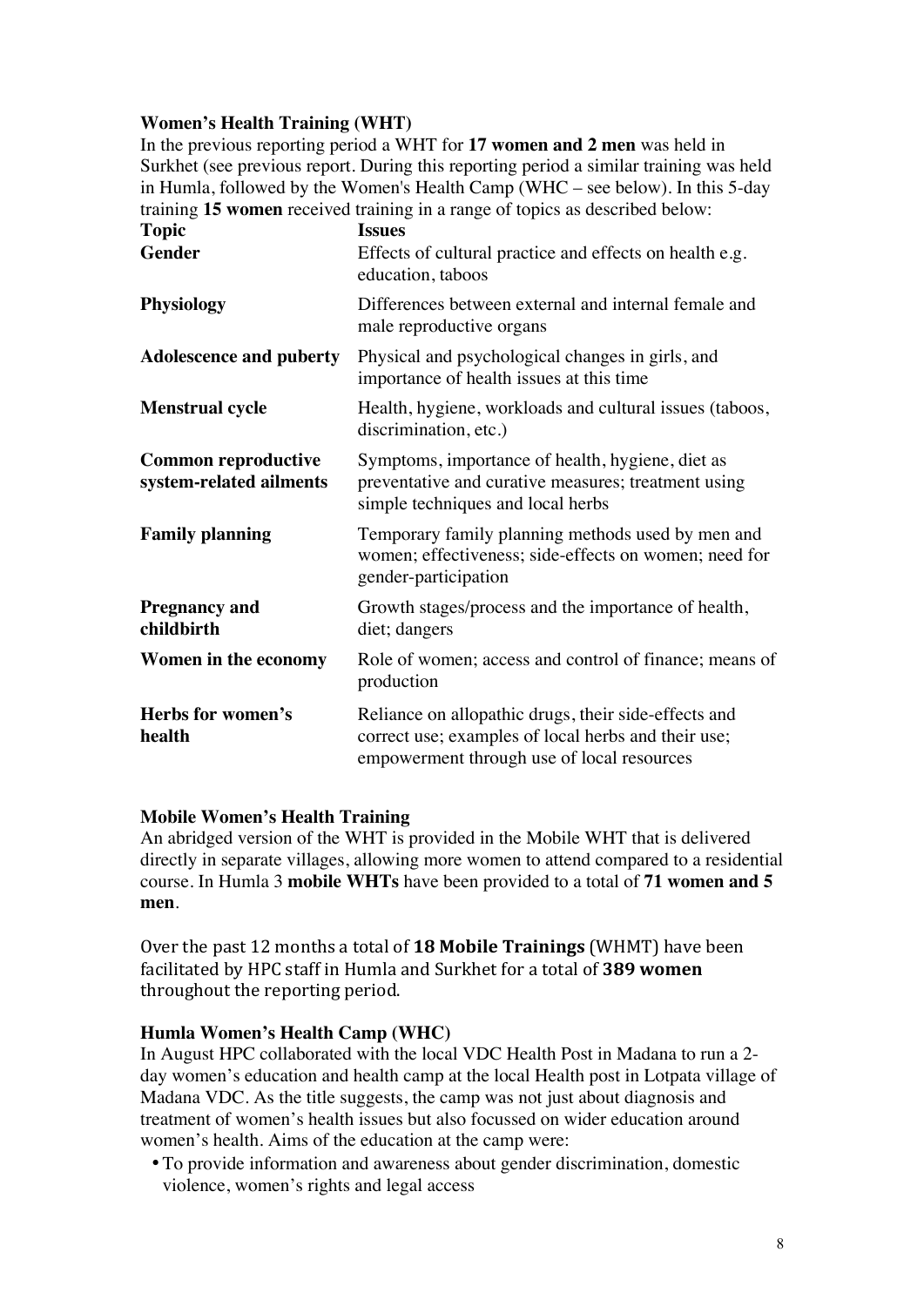### Women's Health Training (WHT)

In the previous reporting period a WHT for **17 women and 2 men** was held in Surkhet (see previous report. During this reporting period a similar training was held in Humla, followed by the Women's Health Camp (WHC – see below). In this 5-day training **15 women** received training in a range of topics as described below:

| **Topic** | **Issues** |
|---|---|
| **Gender** | Effects of cultural practice and effects on health e.g. education, taboos |
| **Physiology** | Differences between external and internal female and male reproductive organs |
| **Adolescence and puberty** | Physical and psychological changes in girls, and importance of health issues at this time |
| **Menstrual cycle** | Health, hygiene, workloads and cultural issues (taboos, discrimination, etc.) |
| **Common reproductive system-related ailments** | Symptoms, importance of health, hygiene, diet as preventative and curative measures; treatment using simple techniques and local herbs |
| **Family planning** | Temporary family planning methods used by men and women; effectiveness; side-effects on women; need for gender-participation |
| **Pregnancy and childbirth** | Growth stages/process and the importance of health, diet; dangers |
| **Women in the economy** | Role of women; access and control of finance; means of production |
| **Herbs for women's health** | Reliance on allopathic drugs, their side-effects and correct use; examples of local herbs and their use; empowerment through use of local resources |

### Mobile Women's Health Training

An abridged version of the WHT is provided in the Mobile WHT that is delivered directly in separate villages, allowing more women to attend compared to a residential course. In Humla 3 **mobile WHTs** have been provided to a total of **71 women and 5 men**.

Over the past 12 months a total of **18 Mobile Trainings** (WHMT) have been facilitated by HPC staff in Humla and Surkhet for a total of **389 women** throughout the reporting period.

### Humla Women's Health Camp (WHC)

In August HPC collaborated with the local VDC Health Post in Madana to run a 2-day women's education and health camp at the local Health post in Lotpata village of Madana VDC. As the title suggests, the camp was not just about diagnosis and treatment of women's health issues but also focussed on wider education around women's health. Aims of the education at the camp were:

- To provide information and awareness about gender discrimination, domestic violence, women's rights and legal access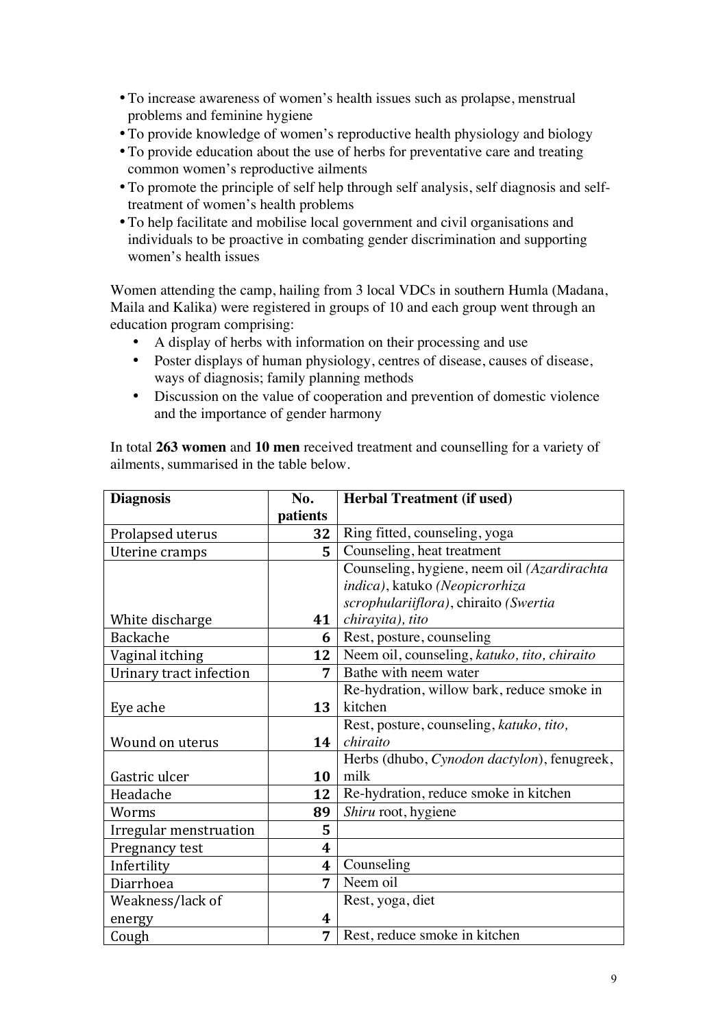- To increase awareness of women's health issues such as prolapse, menstrual problems and feminine hygiene
- To provide knowledge of women's reproductive health physiology and biology
- To provide education about the use of herbs for preventative care and treating common women's reproductive ailments
- To promote the principle of self help through self analysis, self diagnosis and self-treatment of women's health problems
- To help facilitate and mobilise local government and civil organisations and individuals to be proactive in combating gender discrimination and supporting women's health issues

Women attending the camp, hailing from 3 local VDCs in southern Humla (Madana, Maila and Kalika) were registered in groups of 10 and each group went through an education program comprising:

- A display of herbs with information on their processing and use
- Poster displays of human physiology, centres of disease, causes of disease, ways of diagnosis; family planning methods
- Discussion on the value of cooperation and prevention of domestic violence and the importance of gender harmony

In total **263 women** and **10 men** received treatment and counselling for a variety of ailments, summarised in the table below.

| **Diagnosis** | **No. patients** | **Herbal Treatment (if used)** |
|---|---|---|
| Prolapsed uterus | **32** | Ring fitted, counseling, yoga |
| Uterine cramps | **5** | Counseling, heat treatment |
| White discharge | **41** | Counseling, hygiene, neem oil *(Azardirachta indica)*, katuko *(Neopicrorhiza scrophulariiflora)*, chiraito *(Swertia chirayita), tito* |
| Backache | **6** | Rest, posture, counseling |
| Vaginal itching | **12** | Neem oil, counseling, *katuko, tito, chiraito* |
| Urinary tract infection | **7** | Bathe with neem water |
| Eye ache | **13** | Re-hydration, willow bark, reduce smoke in kitchen |
| Wound on uterus | **14** | Rest, posture, counseling, *katuko, tito, chiraito* |
| Gastric ulcer | **10** | Herbs (dhubo, *Cynodon dactylon*), fenugreek, milk |
| Headache | **12** | Re-hydration, reduce smoke in kitchen |
| Worms | **89** | *Shiru* root, hygiene |
| Irregular menstruation | **5** | |
| Pregnancy test | **4** | |
| Infertility | **4** | Counseling |
| Diarrhoea | **7** | Neem oil |
| Weakness/lack of energy | **4** | Rest, yoga, diet |
| Cough | **7** | Rest, reduce smoke in kitchen |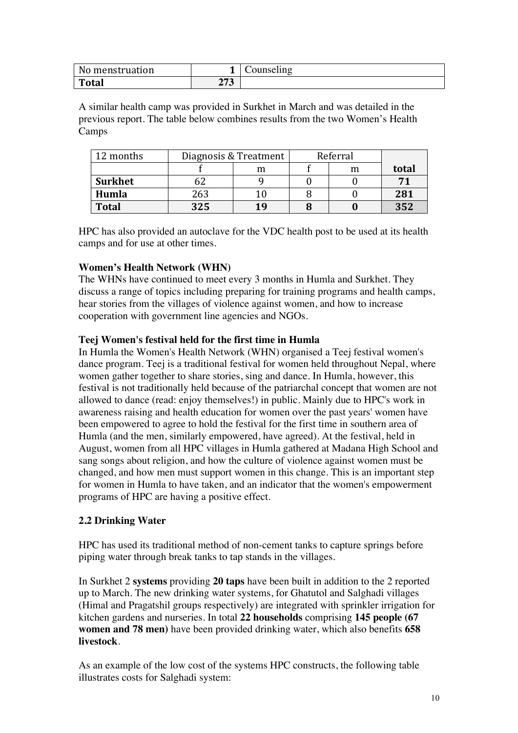| No menstruation | **1** | Counseling |
|---|---|---|
| **Total** | **273** | |

A similar health camp was provided in Surkhet in March and was detailed in the previous report. The table below combines results from the two Women's Health Camps

| 12 months | Diagnosis & Treatment | | Referral | | |
|---|---|---|---|---|---|
| | f | m | f | m | **total** |
| **Surkhet** | 62 | 9 | 0 | 0 | **71** |
| **Humla** | 263 | 10 | 8 | 0 | **281** |
| **Total** | **325** | **19** | **8** | **0** | **352** |

HPC has also provided an autoclave for the VDC health post to be used at its health camps and for use at other times.

**Women's Health Network (WHN)**

The WHNs have continued to meet every 3 months in Humla and Surkhet. They discuss a range of topics including preparing for training programs and health camps, hear stories from the villages of violence against women, and how to increase cooperation with government line agencies and NGOs.

**Teej Women's festival held for the first time in Humla**

In Humla the Women's Health Network (WHN) organised a Teej festival women's dance program. Teej is a traditional festival for women held throughout Nepal, where women gather together to share stories, sing and dance. In Humla, however, this festival is not traditionally held because of the patriarchal concept that women are not allowed to dance (read: enjoy themselves!) in public. Mainly due to HPC's work in awareness raising and health education for women over the past years' women have been empowered to agree to hold the festival for the first time in southern area of Humla (and the men, similarly empowered, have agreed). At the festival, held in August, women from all HPC villages in Humla gathered at Madana High School and sang songs about religion, and how the culture of violence against women must be changed, and how men must support women in this change. This is an important step for women in Humla to have taken, and an indicator that the women's empowerment programs of HPC are having a positive effect.

### 2.2 Drinking Water

HPC has used its traditional method of non-cement tanks to capture springs before piping water through break tanks to tap stands in the villages.

In Surkhet 2 **systems** providing **20 taps** have been built in addition to the 2 reported up to March. The new drinking water systems, for Ghatutol and Salghadi villages (Himal and Pragatshil groups respectively) are integrated with sprinkler irrigation for kitchen gardens and nurseries. In total **22 households** comprising **145 people (67 women and 78 men)** have been provided drinking water, which also benefits **658 livestock**.

As an example of the low cost of the systems HPC constructs, the following table illustrates costs for Salghadi system: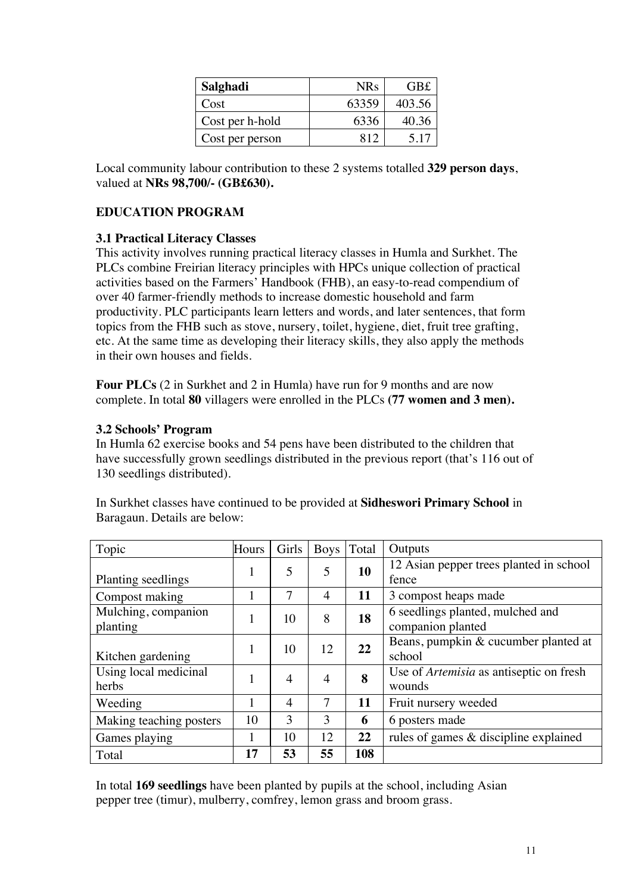| **Salghadi** | NRs | GB£ |
| --- | --- | --- |
| Cost | 63359 | 403.56 |
| Cost per h-hold | 6336 | 40.36 |
| Cost per person | 812 | 5.17 |

Local community labour contribution to these 2 systems totalled **329 person days**, valued at **NRs 98,700/- (GB£630).**

**EDUCATION PROGRAM**

**3.1 Practical Literacy Classes**

This activity involves running practical literacy classes in Humla and Surkhet. The PLCs combine Freirian literacy principles with HPCs unique collection of practical activities based on the Farmers' Handbook (FHB), an easy-to-read compendium of over 40 farmer-friendly methods to increase domestic household and farm productivity. PLC participants learn letters and words, and later sentences, that form topics from the FHB such as stove, nursery, toilet, hygiene, diet, fruit tree grafting, etc. At the same time as developing their literacy skills, they also apply the methods in their own houses and fields.

**Four PLCs** (2 in Surkhet and 2 in Humla) have run for 9 months and are now complete. In total **80** villagers were enrolled in the PLCs **(77 women and 3 men).**

**3.2 Schools' Program**

In Humla 62 exercise books and 54 pens have been distributed to the children that have successfully grown seedlings distributed in the previous report (that's 116 out of 130 seedlings distributed).

In Surkhet classes have continued to be provided at **Sidheswori Primary School** in Baragaun. Details are below:

| Topic | Hours | Girls | Boys | Total | Outputs |
| --- | --- | --- | --- | --- | --- |
| Planting seedlings | 1 | 5 | 5 | **10** | 12 Asian pepper trees planted in school fence |
| Compost making | 1 | 7 | 4 | **11** | 3 compost heaps made |
| Mulching, companion planting | 1 | 10 | 8 | **18** | 6 seedlings planted, mulched and companion planted |
| Kitchen gardening | 1 | 10 | 12 | **22** | Beans, pumpkin & cucumber planted at school |
| Using local medicinal herbs | 1 | 4 | 4 | **8** | Use of *Artemisia* as antiseptic on fresh wounds |
| Weeding | 1 | 4 | 7 | **11** | Fruit nursery weeded |
| Making teaching posters | 10 | 3 | 3 | **6** | 6 posters made |
| Games playing | 1 | 10 | 12 | **22** | rules of games & discipline explained |
| Total | **17** | **53** | **55** | **108** | |

In total **169 seedlings** have been planted by pupils at the school, including Asian pepper tree (timur), mulberry, comfrey, lemon grass and broom grass.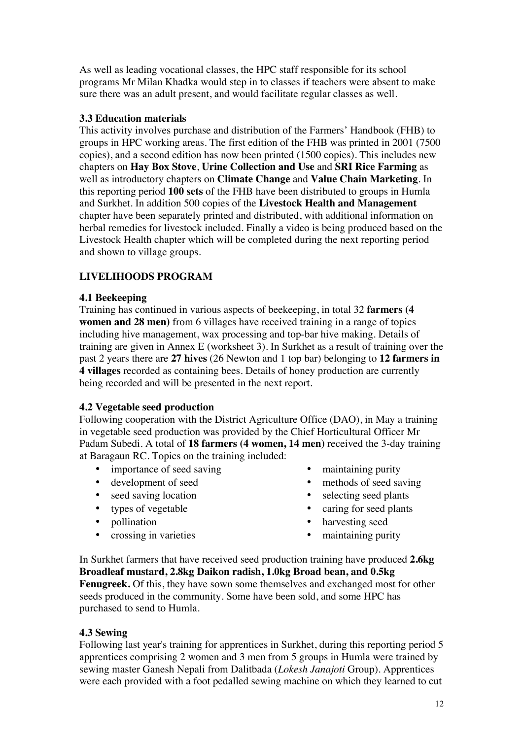As well as leading vocational classes, the HPC staff responsible for its school programs Mr Milan Khadka would step in to classes if teachers were absent to make sure there was an adult present, and would facilitate regular classes as well.

### 3.3 Education materials

This activity involves purchase and distribution of the Farmers' Handbook (FHB) to groups in HPC working areas. The first edition of the FHB was printed in 2001 (7500 copies), and a second edition has now been printed (1500 copies). This includes new chapters on **Hay Box Stove**, **Urine Collection and Use** and **SRI Rice Farming** as well as introductory chapters on **Climate Change** and **Value Chain Marketing**. In this reporting period **100 sets** of the FHB have been distributed to groups in Humla and Surkhet. In addition 500 copies of the **Livestock Health and Management** chapter have been separately printed and distributed, with additional information on herbal remedies for livestock included. Finally a video is being produced based on the Livestock Health chapter which will be completed during the next reporting period and shown to village groups.

## LIVELIHOODS PROGRAM

### 4.1 Beekeeping

Training has continued in various aspects of beekeeping, in total 32 **farmers (4 women and 28 men)** from 6 villages have received training in a range of topics including hive management, wax processing and top-bar hive making. Details of training are given in Annex E (worksheet 3). In Surkhet as a result of training over the past 2 years there are **27 hives** (26 Newton and 1 top bar) belonging to **12 farmers in 4 villages** recorded as containing bees. Details of honey production are currently being recorded and will be presented in the next report.

### 4.2 Vegetable seed production

Following cooperation with the District Agriculture Office (DAO), in May a training in vegetable seed production was provided by the Chief Horticultural Officer Mr Padam Subedi. A total of **18 farmers (4 women, 14 men)** received the 3-day training at Baragaun RC. Topics on the training included:

- importance of seed saving
- development of seed
- seed saving location
- types of vegetable
- pollination
- crossing in varieties
- maintaining purity
- methods of seed saving
- selecting seed plants
- caring for seed plants
- harvesting seed
- maintaining purity

In Surkhet farmers that have received seed production training have produced **2.6kg Broadleaf mustard, 2.8kg Daikon radish, 1.0kg Broad bean, and 0.5kg Fenugreek.** Of this, they have sown some themselves and exchanged most for other seeds produced in the community. Some have been sold, and some HPC has purchased to send to Humla.

### 4.3 Sewing

Following last year's training for apprentices in Surkhet, during this reporting period 5 apprentices comprising 2 women and 3 men from 5 groups in Humla were trained by sewing master Ganesh Nepali from Dalitbada (*Lokesh Janajoti* Group). Apprentices were each provided with a foot pedalled sewing machine on which they learned to cut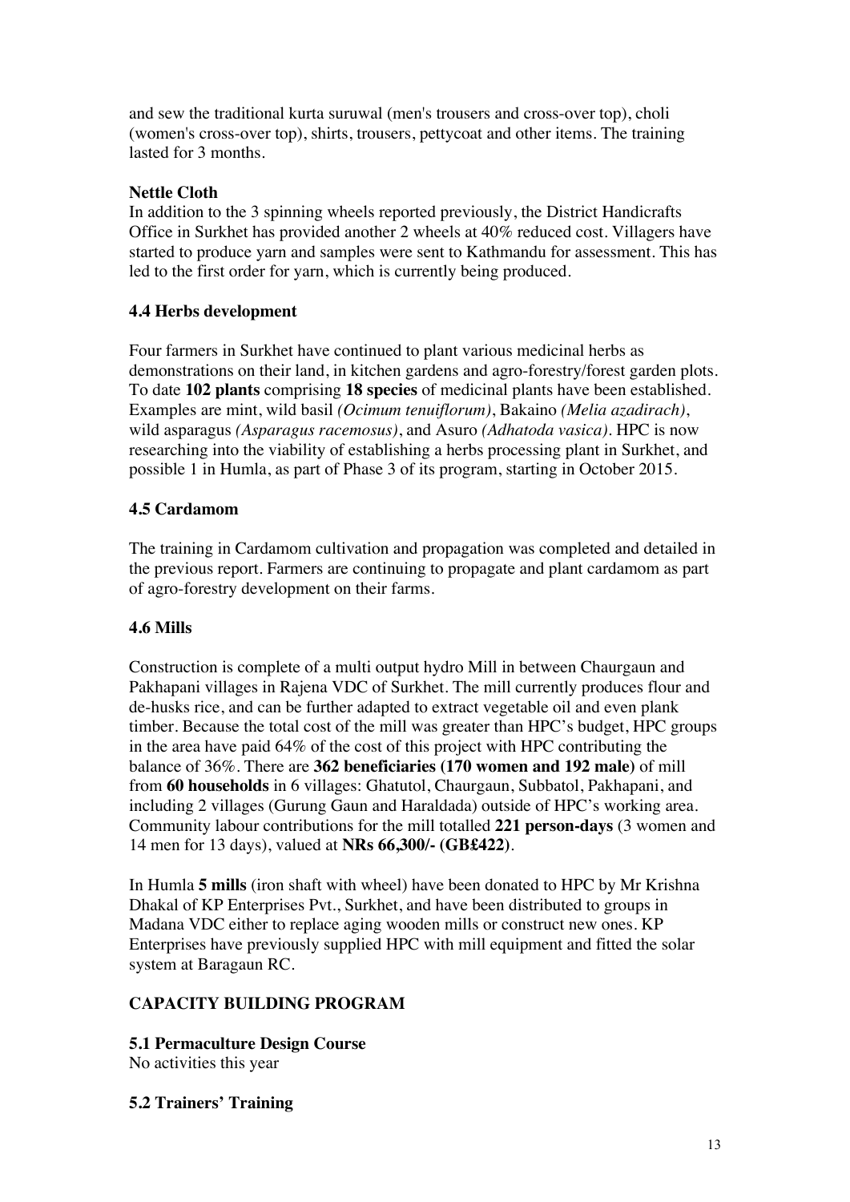and sew the traditional kurta suruwal (men's trousers and cross-over top), choli (women's cross-over top), shirts, trousers, pettycoat and other items. The training lasted for 3 months.

**Nettle Cloth**

In addition to the 3 spinning wheels reported previously, the District Handicrafts Office in Surkhet has provided another 2 wheels at 40% reduced cost. Villagers have started to produce yarn and samples were sent to Kathmandu for assessment. This has led to the first order for yarn, which is currently being produced.

### 4.4 Herbs development

Four farmers in Surkhet have continued to plant various medicinal herbs as demonstrations on their land, in kitchen gardens and agro-forestry/forest garden plots. To date **102 plants** comprising **18 species** of medicinal plants have been established. Examples are mint, wild basil *(Ocimum tenuiflorum)*, Bakaino *(Melia azadirach)*, wild asparagus *(Asparagus racemosus)*, and Asuro *(Adhatoda vasica)*. HPC is now researching into the viability of establishing a herbs processing plant in Surkhet, and possible 1 in Humla, as part of Phase 3 of its program, starting in October 2015.

### 4.5 Cardamom

The training in Cardamom cultivation and propagation was completed and detailed in the previous report. Farmers are continuing to propagate and plant cardamom as part of agro-forestry development on their farms.

### 4.6 Mills

Construction is complete of a multi output hydro Mill in between Chaurgaun and Pakhapani villages in Rajena VDC of Surkhet. The mill currently produces flour and de-husks rice, and can be further adapted to extract vegetable oil and even plank timber. Because the total cost of the mill was greater than HPC's budget, HPC groups in the area have paid 64% of the cost of this project with HPC contributing the balance of 36%. There are **362 beneficiaries (170 women and 192 male)** of mill from **60 households** in 6 villages: Ghatutol, Chaurgaun, Subbatol, Pakhapani, and including 2 villages (Gurung Gaun and Haraldada) outside of HPC's working area. Community labour contributions for the mill totalled **221 person-days** (3 women and 14 men for 13 days), valued at **NRs 66,300/- (GB£422)**.

In Humla **5 mills** (iron shaft with wheel) have been donated to HPC by Mr Krishna Dhakal of KP Enterprises Pvt., Surkhet, and have been distributed to groups in Madana VDC either to replace aging wooden mills or construct new ones. KP Enterprises have previously supplied HPC with mill equipment and fitted the solar system at Baragaun RC.

## CAPACITY BUILDING PROGRAM

### 5.1 Permaculture Design Course

No activities this year

### 5.2 Trainers' Training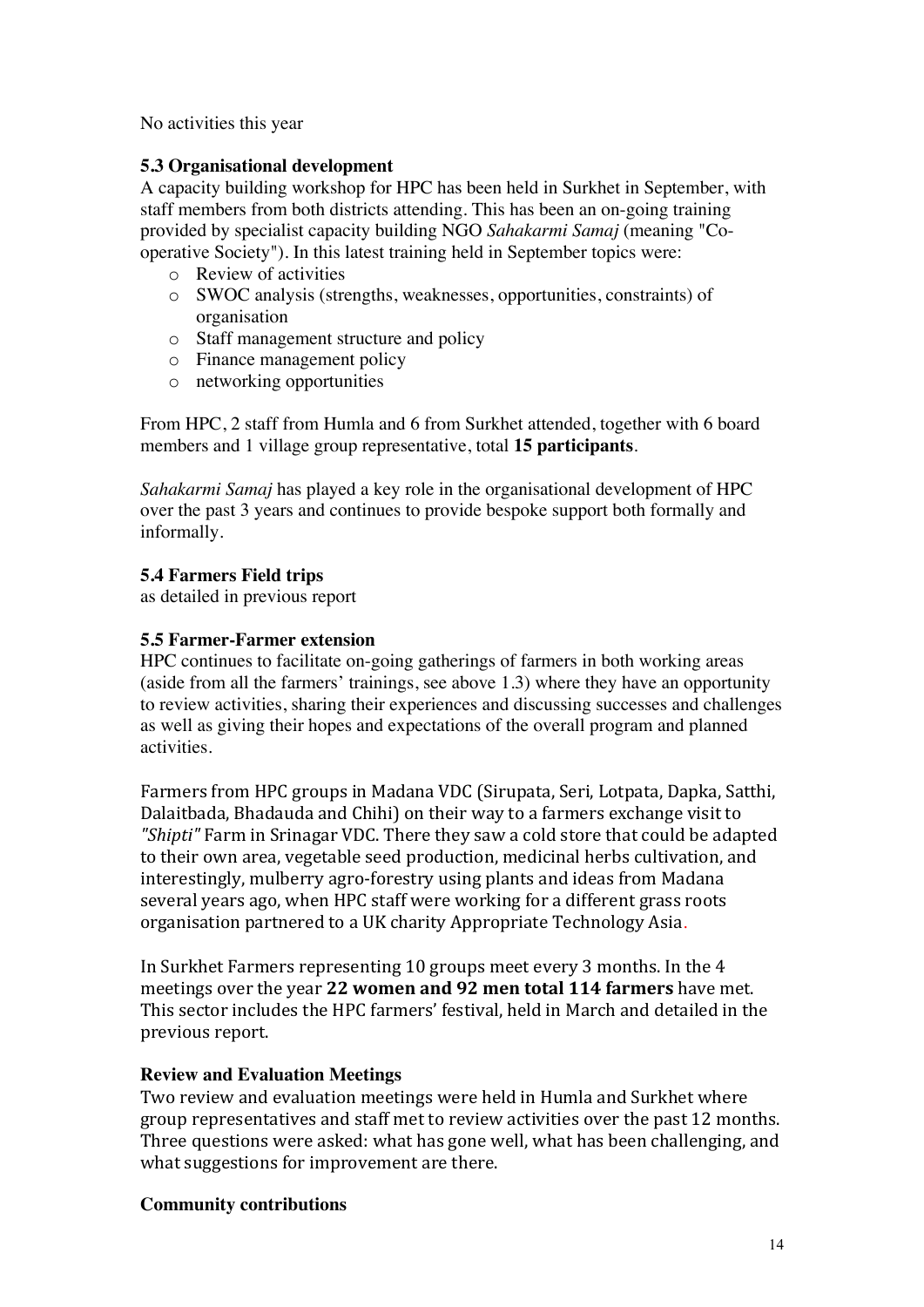No activities this year

### 5.3 Organisational development

A capacity building workshop for HPC has been held in Surkhet in September, with staff members from both districts attending. This has been an on-going training provided by specialist capacity building NGO *Sahakarmi Samaj* (meaning "Co-operative Society"). In this latest training held in September topics were:

- Review of activities
- SWOC analysis (strengths, weaknesses, opportunities, constraints) of organisation
- Staff management structure and policy
- Finance management policy
- networking opportunities

From HPC, 2 staff from Humla and 6 from Surkhet attended, together with 6 board members and 1 village group representative, total **15 participants**.

*Sahakarmi Samaj* has played a key role in the organisational development of HPC over the past 3 years and continues to provide bespoke support both formally and informally.

### 5.4 Farmers Field trips

as detailed in previous report

### 5.5 Farmer-Farmer extension

HPC continues to facilitate on-going gatherings of farmers in both working areas (aside from all the farmers' trainings, see above 1.3) where they have an opportunity to review activities, sharing their experiences and discussing successes and challenges as well as giving their hopes and expectations of the overall program and planned activities.

Farmers from HPC groups in Madana VDC (Sirupata, Seri, Lotpata, Dapka, Satthi, Dalaitbada, Bhadauda and Chihi) on their way to a farmers exchange visit to *"Shipti"* Farm in Srinagar VDC. There they saw a cold store that could be adapted to their own area, vegetable seed production, medicinal herbs cultivation, and interestingly, mulberry agro-forestry using plants and ideas from Madana several years ago, when HPC staff were working for a different grass roots organisation partnered to a UK charity Appropriate Technology Asia.

In Surkhet Farmers representing 10 groups meet every 3 months. In the 4 meetings over the year **22 women and 92 men total 114 farmers** have met. This sector includes the HPC farmers' festival, held in March and detailed in the previous report.

### Review and Evaluation Meetings

Two review and evaluation meetings were held in Humla and Surkhet where group representatives and staff met to review activities over the past 12 months. Three questions were asked: what has gone well, what has been challenging, and what suggestions for improvement are there.

### Community contributions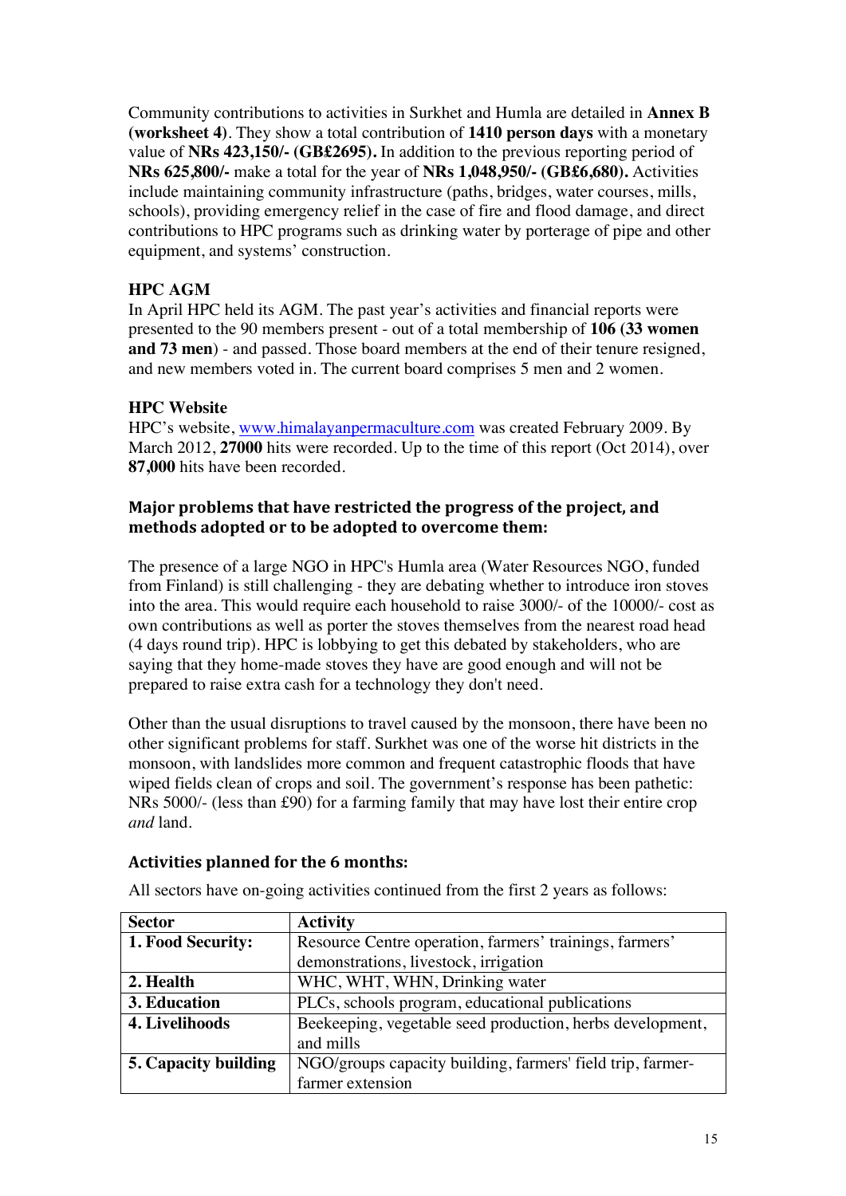Community contributions to activities in Surkhet and Humla are detailed in **Annex B (worksheet 4)**. They show a total contribution of **1410 person days** with a monetary value of **NRs 423,150/- (GB£2695).** In addition to the previous reporting period of **NRs 625,800/-** make a total for the year of **NRs 1,048,950/- (GB£6,680).** Activities include maintaining community infrastructure (paths, bridges, water courses, mills, schools), providing emergency relief in the case of fire and flood damage, and direct contributions to HPC programs such as drinking water by porterage of pipe and other equipment, and systems' construction.

### HPC AGM

In April HPC held its AGM. The past year's activities and financial reports were presented to the 90 members present - out of a total membership of **106 (33 women and 73 men**) - and passed. Those board members at the end of their tenure resigned, and new members voted in. The current board comprises 5 men and 2 women.

### HPC Website

HPC's website, www.himalayanpermaculture.com was created February 2009. By March 2012, **27000** hits were recorded. Up to the time of this report (Oct 2014), over **87,000** hits have been recorded.

## Major problems that have restricted the progress of the project, and methods adopted or to be adopted to overcome them:

The presence of a large NGO in HPC's Humla area (Water Resources NGO, funded from Finland) is still challenging - they are debating whether to introduce iron stoves into the area. This would require each household to raise 3000/- of the 10000/- cost as own contributions as well as porter the stoves themselves from the nearest road head (4 days round trip). HPC is lobbying to get this debated by stakeholders, who are saying that they home-made stoves they have are good enough and will not be prepared to raise extra cash for a technology they don't need.

Other than the usual disruptions to travel caused by the monsoon, there have been no other significant problems for staff. Surkhet was one of the worse hit districts in the monsoon, with landslides more common and frequent catastrophic floods that have wiped fields clean of crops and soil. The government's response has been pathetic: NRs 5000/- (less than £90) for a farming family that may have lost their entire crop *and* land.

## Activities planned for the 6 months:

All sectors have on-going activities continued from the first 2 years as follows:

| Sector | Activity |
|---|---|
| **1. Food Security:** | Resource Centre operation, farmers' trainings, farmers' demonstrations, livestock, irrigation |
| **2. Health** | WHC, WHT, WHN, Drinking water |
| **3. Education** | PLCs, schools program, educational publications |
| **4. Livelihoods** | Beekeeping, vegetable seed production, herbs development, and mills |
| **5. Capacity building** | NGO/groups capacity building, farmers' field trip, farmer-farmer extension |